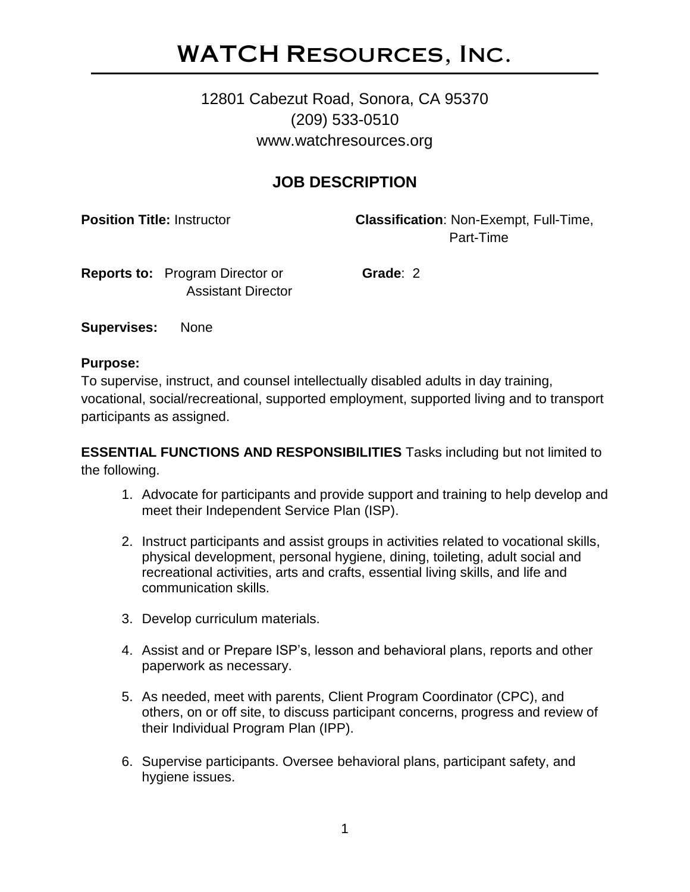# WATCH Resources, Inc.

12801 Cabezut Road, Sonora, CA 95370
(209) 533-0510
www.watchresources.org

## JOB DESCRIPTION

**Position Title:** Instructor

**Classification**: Non-Exempt, Full-Time, Part-Time

**Reports to:** Program Director or Assistant Director

**Grade**: 2

**Supervises:** None

**Purpose:**
To supervise, instruct, and counsel intellectually disabled adults in day training, vocational, social/recreational, supported employment, supported living and to transport participants as assigned.

**ESSENTIAL FUNCTIONS AND RESPONSIBILITIES** Tasks including but not limited to the following.

1. Advocate for participants and provide support and training to help develop and meet their Independent Service Plan (ISP).

2. Instruct participants and assist groups in activities related to vocational skills, physical development, personal hygiene, dining, toileting, adult social and recreational activities, arts and crafts, essential living skills, and life and communication skills.

3. Develop curriculum materials.

4. Assist and or Prepare ISP's, lesson and behavioral plans, reports and other paperwork as necessary.

5. As needed, meet with parents, Client Program Coordinator (CPC), and others, on or off site, to discuss participant concerns, progress and review of their Individual Program Plan (IPP).

6. Supervise participants. Oversee behavioral plans, participant safety, and hygiene issues.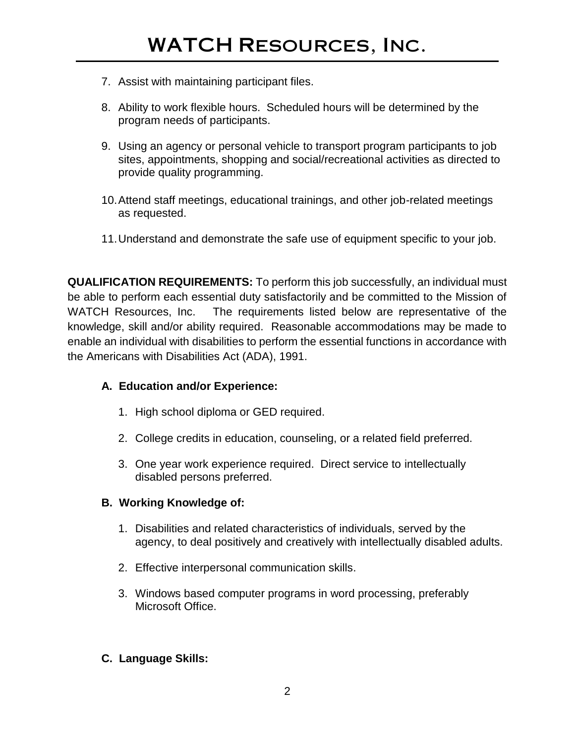7. Assist with maintaining participant files.

8. Ability to work flexible hours. Scheduled hours will be determined by the program needs of participants.

9. Using an agency or personal vehicle to transport program participants to job sites, appointments, shopping and social/recreational activities as directed to provide quality programming.

10. Attend staff meetings, educational trainings, and other job-related meetings as requested.

11. Understand and demonstrate the safe use of equipment specific to your job.

**QUALIFICATION REQUIREMENTS:** To perform this job successfully, an individual must be able to perform each essential duty satisfactorily and be committed to the Mission of WATCH Resources, Inc. The requirements listed below are representative of the knowledge, skill and/or ability required. Reasonable accommodations may be made to enable an individual with disabilities to perform the essential functions in accordance with the Americans with Disabilities Act (ADA), 1991.

**A. Education and/or Experience:**

1. High school diploma or GED required.

2. College credits in education, counseling, or a related field preferred.

3. One year work experience required. Direct service to intellectually disabled persons preferred.

**B. Working Knowledge of:**

1. Disabilities and related characteristics of individuals, served by the agency, to deal positively and creatively with intellectually disabled adults.

2. Effective interpersonal communication skills.

3. Windows based computer programs in word processing, preferably Microsoft Office.

**C. Language Skills:**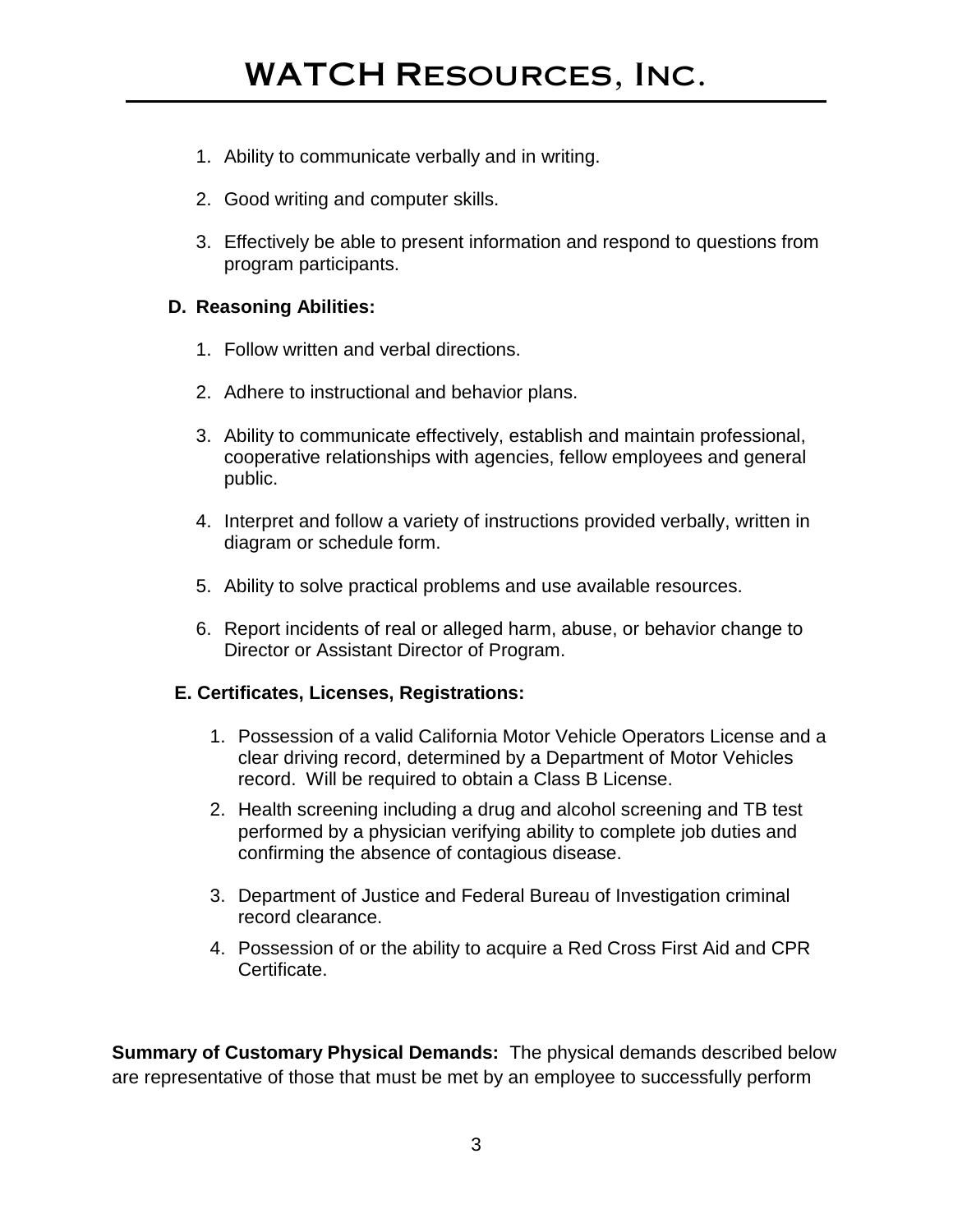1. Ability to communicate verbally and in writing.

2. Good writing and computer skills.

3. Effectively be able to present information and respond to questions from program participants.

**D. Reasoning Abilities:**

1. Follow written and verbal directions.

2. Adhere to instructional and behavior plans.

3. Ability to communicate effectively, establish and maintain professional, cooperative relationships with agencies, fellow employees and general public.

4. Interpret and follow a variety of instructions provided verbally, written in diagram or schedule form.

5. Ability to solve practical problems and use available resources.

6. Report incidents of real or alleged harm, abuse, or behavior change to Director or Assistant Director of Program.

**E. Certificates, Licenses, Registrations:**

1. Possession of a valid California Motor Vehicle Operators License and a clear driving record, determined by a Department of Motor Vehicles record. Will be required to obtain a Class B License.
2. Health screening including a drug and alcohol screening and TB test performed by a physician verifying ability to complete job duties and confirming the absence of contagious disease.

3. Department of Justice and Federal Bureau of Investigation criminal record clearance.
4. Possession of or the ability to acquire a Red Cross First Aid and CPR Certificate.

**Summary of Customary Physical Demands:** The physical demands described below are representative of those that must be met by an employee to successfully perform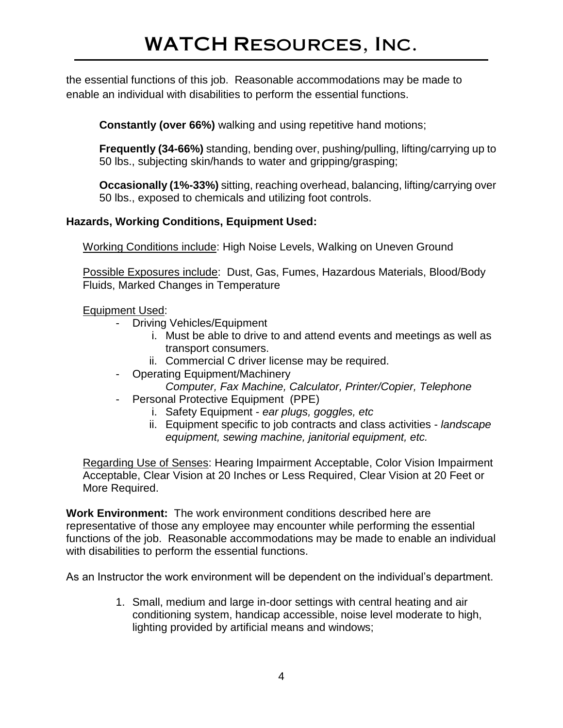the essential functions of this job. Reasonable accommodations may be made to enable an individual with disabilities to perform the essential functions.

**Constantly (over 66%)** walking and using repetitive hand motions;

**Frequently (34-66%)** standing, bending over, pushing/pulling, lifting/carrying up to 50 lbs., subjecting skin/hands to water and gripping/grasping;

**Occasionally (1%-33%)** sitting, reaching overhead, balancing, lifting/carrying over 50 lbs., exposed to chemicals and utilizing foot controls.

**Hazards, Working Conditions, Equipment Used:**

Working Conditions include: High Noise Levels, Walking on Uneven Ground

Possible Exposures include: Dust, Gas, Fumes, Hazardous Materials, Blood/Body Fluids, Marked Changes in Temperature

Equipment Used:

- Driving Vehicles/Equipment
    1. Must be able to drive to and attend events and meetings as well as transport consumers.
    2. Commercial C driver license may be required.
- Operating Equipment/Machinery
    *Computer, Fax Machine, Calculator, Printer/Copier, Telephone*
- Personal Protective Equipment (PPE)
    1. Safety Equipment - *ear plugs, goggles, etc*
    2. Equipment specific to job contracts and class activities - *landscape equipment, sewing machine, janitorial equipment, etc.*

Regarding Use of Senses: Hearing Impairment Acceptable, Color Vision Impairment Acceptable, Clear Vision at 20 Inches or Less Required, Clear Vision at 20 Feet or More Required.

**Work Environment:** The work environment conditions described here are representative of those any employee may encounter while performing the essential functions of the job. Reasonable accommodations may be made to enable an individual with disabilities to perform the essential functions.

As an Instructor the work environment will be dependent on the individual's department.

1. Small, medium and large in-door settings with central heating and air conditioning system, handicap accessible, noise level moderate to high, lighting provided by artificial means and windows;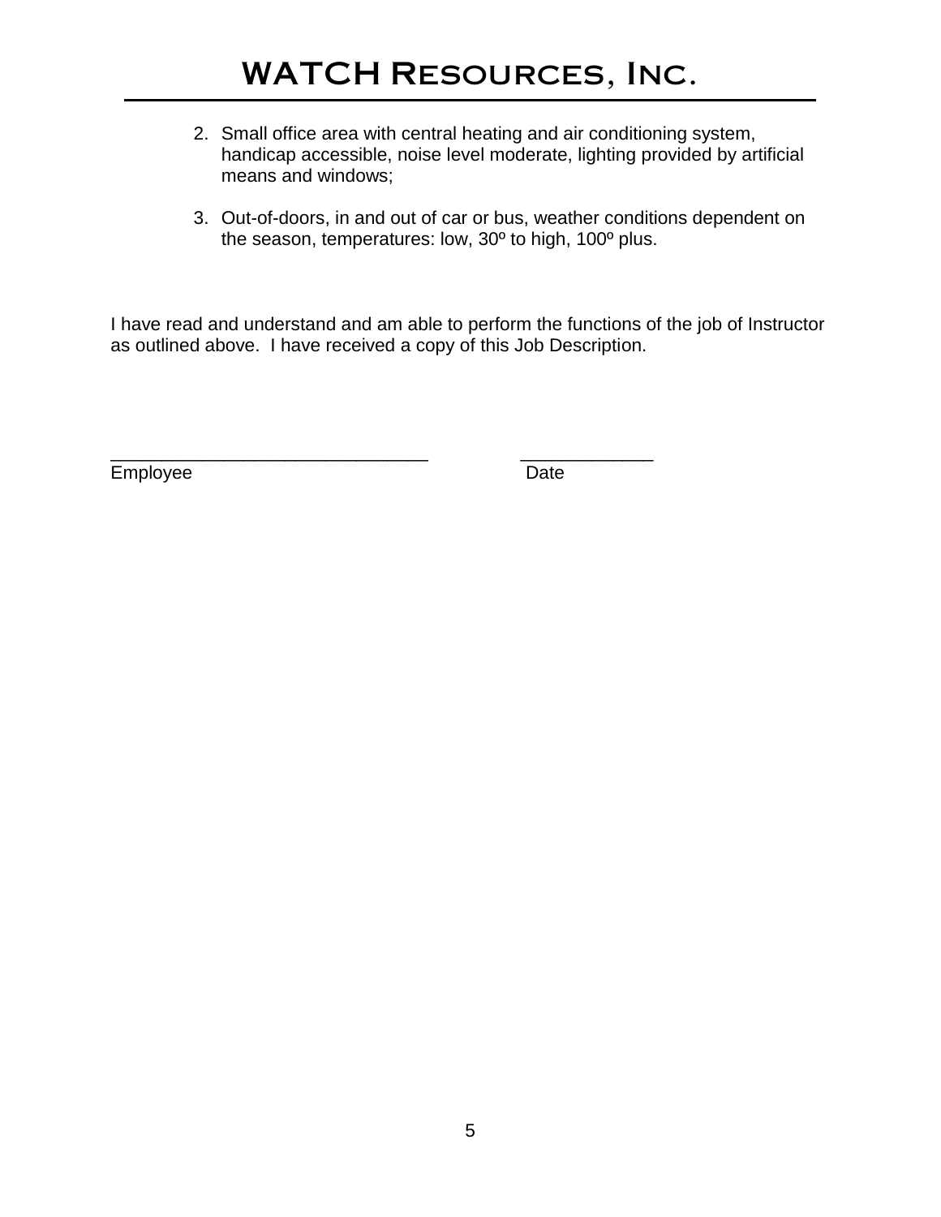2. Small office area with central heating and air conditioning system, handicap accessible, noise level moderate, lighting provided by artificial means and windows;

3. Out-of-doors, in and out of car or bus, weather conditions dependent on the season, temperatures: low, 30º to high, 100º plus.

I have read and understand and am able to perform the functions of the job of Instructor as outlined above. I have received a copy of this Job Description.

________________________________ _____________

Employee Date